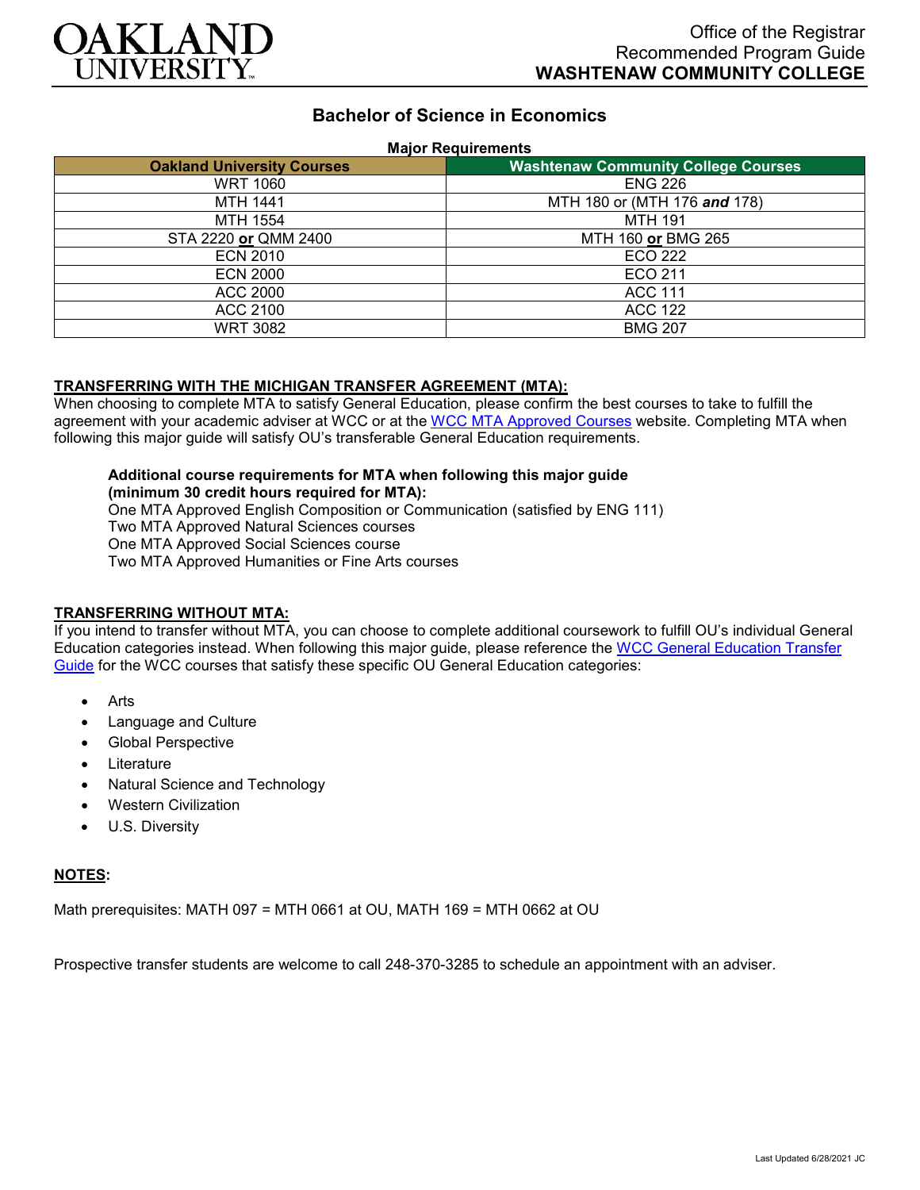OAKLAND UNIVERSITY

Office of the Registrar
Recommended Program Guide
**WASHTENAW COMMUNITY COLLEGE**

# Bachelor of Science in Economics

**Major Requirements**

| Oakland University Courses | Washtenaw Community College Courses |
|---|---|
| WRT 1060 | ENG 226 |
| MTH 1441 | MTH 180 or (MTH 176 ***and*** 178) |
| MTH 1554 | MTH 191 |
| STA 2220 **or** QMM 2400 | MTH 160 **or** BMG 265 |
| ECN 2010 | ECO 222 |
| ECN 2000 | ECO 211 |
| ACC 2000 | ACC 111 |
| ACC 2100 | ACC 122 |
| WRT 3082 | BMG 207 |

**TRANSFERRING WITH THE MICHIGAN TRANSFER AGREEMENT (MTA):**

When choosing to complete MTA to satisfy General Education, please confirm the best courses to take to fulfill the agreement with your academic adviser at WCC or at the WCC MTA Approved Courses website. Completing MTA when following this major guide will satisfy OU's transferable General Education requirements.

**Additional course requirements for MTA when following this major guide (minimum 30 credit hours required for MTA):**
One MTA Approved English Composition or Communication (satisfied by ENG 111)
Two MTA Approved Natural Sciences courses
One MTA Approved Social Sciences course
Two MTA Approved Humanities or Fine Arts courses

**TRANSFERRING WITHOUT MTA:**

If you intend to transfer without MTA, you can choose to complete additional coursework to fulfill OU's individual General Education categories instead. When following this major guide, please reference the WCC General Education Transfer Guide for the WCC courses that satisfy these specific OU General Education categories:

- Arts
- Language and Culture
- Global Perspective
- Literature
- Natural Science and Technology
- Western Civilization
- U.S. Diversity

**NOTES:**

Math prerequisites: MATH 097 = MTH 0661 at OU, MATH 169 = MTH 0662 at OU

Prospective transfer students are welcome to call 248-370-3285 to schedule an appointment with an adviser.

Last Updated 6/28/2021 JC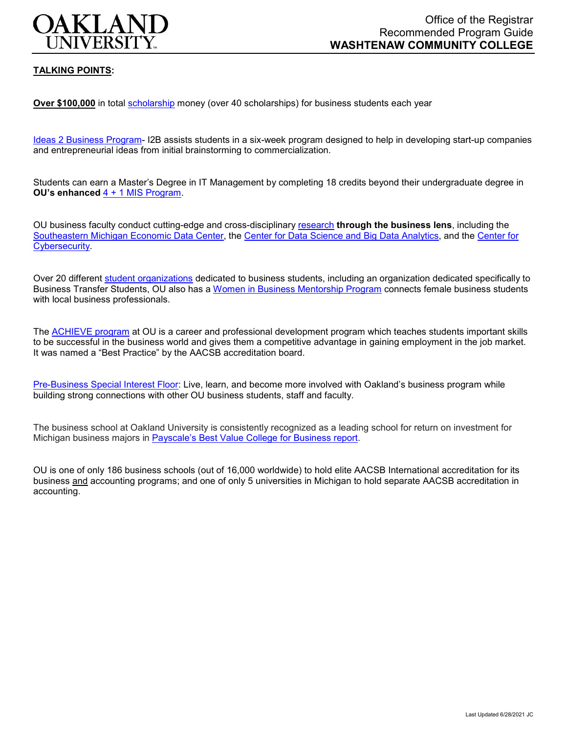**TALKING POINTS:**

**Over $100,000** in total scholarship money (over 40 scholarships) for business students each year

Ideas 2 Business Program- I2B assists students in a six-week program designed to help in developing start-up companies and entrepreneurial ideas from initial brainstorming to commercialization.

Students can earn a Master's Degree in IT Management by completing 18 credits beyond their undergraduate degree in **OU's enhanced** 4 + 1 MIS Program.

OU business faculty conduct cutting-edge and cross-disciplinary research **through the business lens**, including the Southeastern Michigan Economic Data Center, the Center for Data Science and Big Data Analytics, and the Center for Cybersecurity.

Over 20 different student organizations dedicated to business students, including an organization dedicated specifically to Business Transfer Students, OU also has a Women in Business Mentorship Program connects female business students with local business professionals.

The ACHIEVE program at OU is a career and professional development program which teaches students important skills to be successful in the business world and gives them a competitive advantage in gaining employment in the job market. It was named a "Best Practice" by the AACSB accreditation board.

Pre-Business Special Interest Floor: Live, learn, and become more involved with Oakland's business program while building strong connections with other OU business students, staff and faculty.

The business school at Oakland University is consistently recognized as a leading school for return on investment for Michigan business majors in Payscale's Best Value College for Business report.

OU is one of only 186 business schools (out of 16,000 worldwide) to hold elite AACSB International accreditation for its business and accounting programs; and one of only 5 universities in Michigan to hold separate AACSB accreditation in accounting.